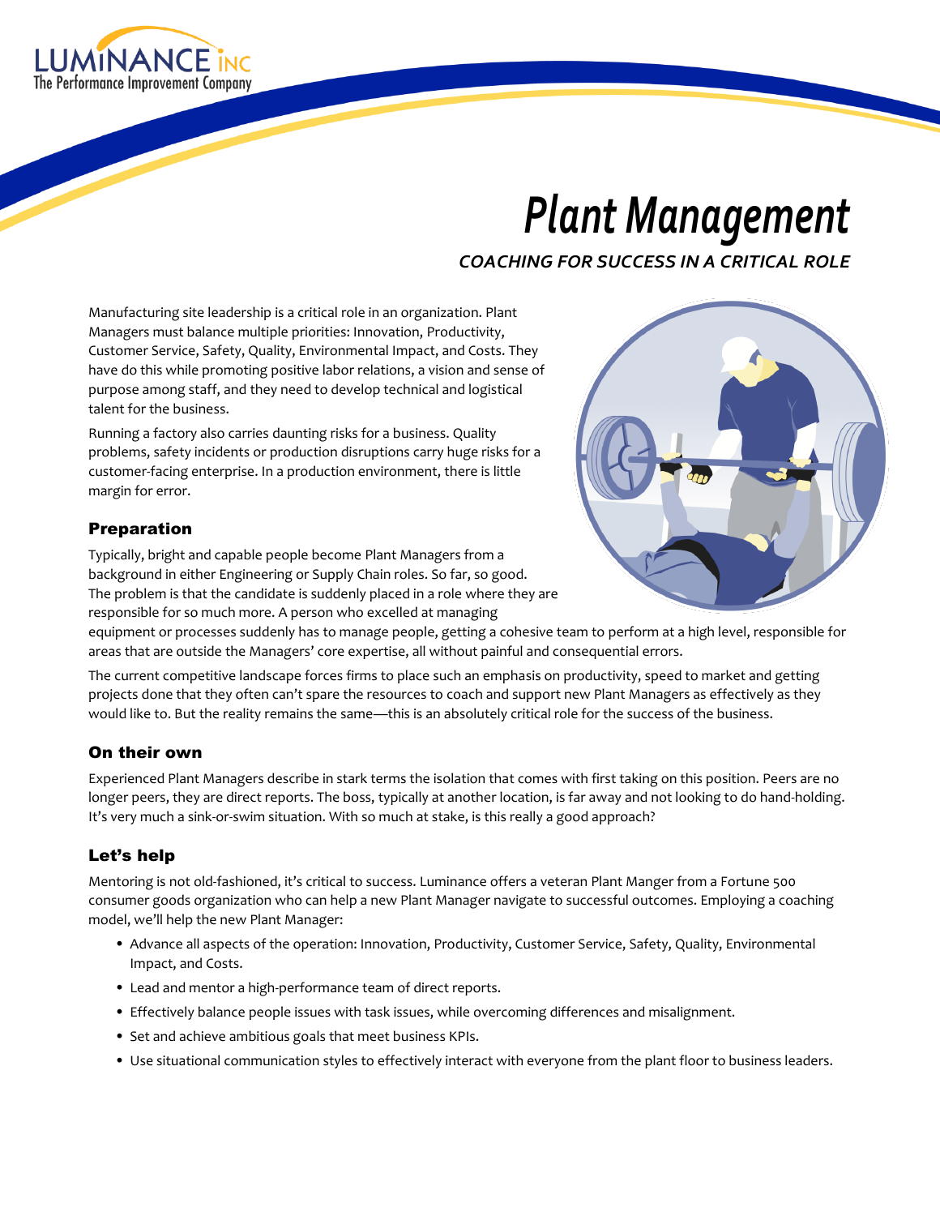LUMINANCE INC
The Performance Improvement Company

# Plant Management

*COACHING FOR SUCCESS IN A CRITICAL ROLE*

Manufacturing site leadership is a critical role in an organization. Plant Managers must balance multiple priorities: Innovation, Productivity, Customer Service, Safety, Quality, Environmental Impact, and Costs. They have do this while promoting positive labor relations, a vision and sense of purpose among staff, and they need to develop technical and logistical talent for the business.

Running a factory also carries daunting risks for a business. Quality problems, safety incidents or production disruptions carry huge risks for a customer-facing enterprise. In a production environment, there is little margin for error.

## Preparation

Typically, bright and capable people become Plant Managers from a background in either Engineering or Supply Chain roles. So far, so good. The problem is that the candidate is suddenly placed in a role where they are responsible for so much more. A person who excelled at managing equipment or processes suddenly has to manage people, getting a cohesive team to perform at a high level, responsible for areas that are outside the Managers' core expertise, all without painful and consequential errors.

The current competitive landscape forces firms to place such an emphasis on productivity, speed to market and getting projects done that they often can't spare the resources to coach and support new Plant Managers as effectively as they would like to. But the reality remains the same—this is an absolutely critical role for the success of the business.

## On their own

Experienced Plant Managers describe in stark terms the isolation that comes with first taking on this position. Peers are no longer peers, they are direct reports. The boss, typically at another location, is far away and not looking to do hand-holding. It's very much a sink-or-swim situation. With so much at stake, is this really a good approach?

## Let's help

Mentoring is not old-fashioned, it's critical to success. Luminance offers a veteran Plant Manger from a Fortune 500 consumer goods organization who can help a new Plant Manager navigate to successful outcomes. Employing a coaching model, we'll help the new Plant Manager:

- Advance all aspects of the operation: Innovation, Productivity, Customer Service, Safety, Quality, Environmental Impact, and Costs.
- Lead and mentor a high-performance team of direct reports.
- Effectively balance people issues with task issues, while overcoming differences and misalignment.
- Set and achieve ambitious goals that meet business KPIs.
- Use situational communication styles to effectively interact with everyone from the plant floor to business leaders.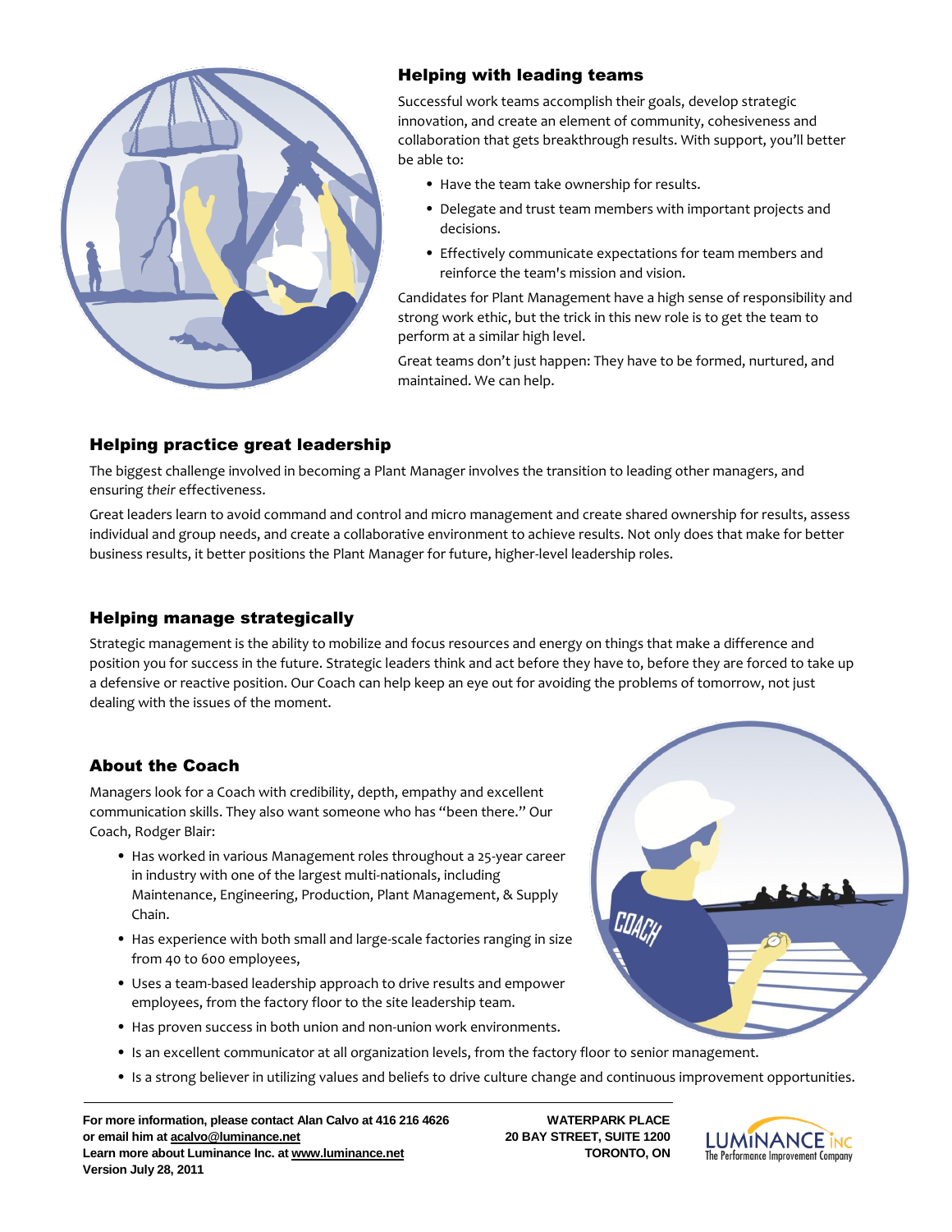## Helping with leading teams

Successful work teams accomplish their goals, develop strategic innovation, and create an element of community, cohesiveness and collaboration that gets breakthrough results. With support, you'll better be able to:

- Have the team take ownership for results.
- Delegate and trust team members with important projects and decisions.
- Effectively communicate expectations for team members and reinforce the team's mission and vision.

Candidates for Plant Management have a high sense of responsibility and strong work ethic, but the trick in this new role is to get the team to perform at a similar high level.

Great teams don't just happen: They have to be formed, nurtured, and maintained. We can help.

## Helping practice great leadership

The biggest challenge involved in becoming a Plant Manager involves the transition to leading other managers, and ensuring *their* effectiveness.

Great leaders learn to avoid command and control and micro management and create shared ownership for results, assess individual and group needs, and create a collaborative environment to achieve results. Not only does that make for better business results, it better positions the Plant Manager for future, higher-level leadership roles.

## Helping manage strategically

Strategic management is the ability to mobilize and focus resources and energy on things that make a difference and position you for success in the future. Strategic leaders think and act before they have to, before they are forced to take up a defensive or reactive position. Our Coach can help keep an eye out for avoiding the problems of tomorrow, not just dealing with the issues of the moment.

## About the Coach

Managers look for a Coach with credibility, depth, empathy and excellent communication skills. They also want someone who has "been there." Our Coach, Rodger Blair:

- Has worked in various Management roles throughout a 25-year career in industry with one of the largest multi-nationals, including Maintenance, Engineering, Production, Plant Management, & Supply Chain.
- Has experience with both small and large-scale factories ranging in size from 40 to 600 employees,
- Uses a team-based leadership approach to drive results and empower employees, from the factory floor to the site leadership team.
- Has proven success in both union and non-union work environments.
- Is an excellent communicator at all organization levels, from the factory floor to senior management.
- Is a strong believer in utilizing values and beliefs to drive culture change and continuous improvement opportunities.

**For more information, please contact Alan Calvo at 416 216 4626**
**or email him at acalvo@luminance.net**
**Learn more about Luminance Inc. at www.luminance.net**
**Version July 28, 2011**

**WATERPARK PLACE**
**20 BAY STREET, SUITE 1200**
**TORONTO, ON**

LUMINANCE INC
The Performance Improvement Company